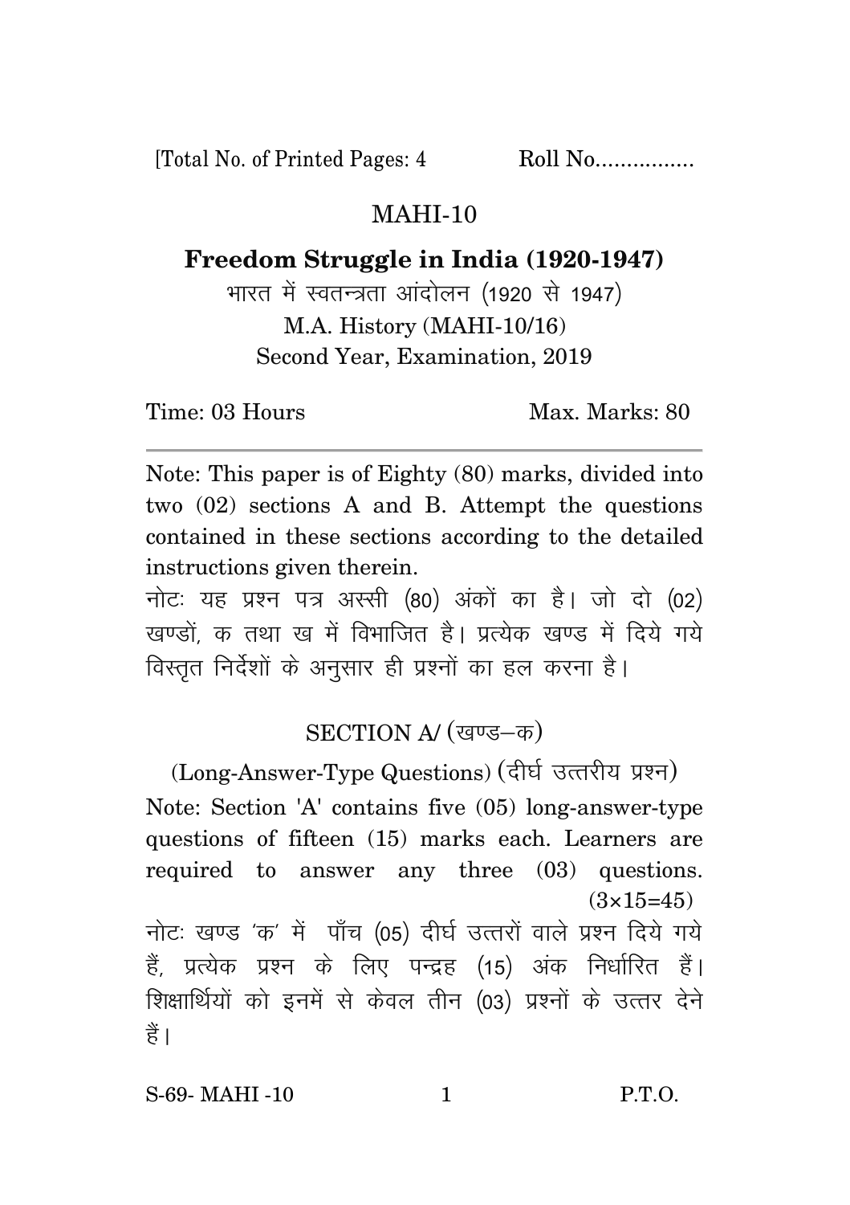[Total No. of Printed Pages: 4 Roll No................

# MAHI-10

## Freedom Struggle in India (1920-1947)

भारत में स्वतन्त्रता आंदोलन (1920 से 1947)

M.A. History (MAHI-10/16)

Second Year, Examination, 2019

Time: 03 Hours Max. Marks: 80

---

Note: This paper is of Eighty (80) marks, divided into two (02) sections A and B. Attempt the questions contained in these sections according to the detailed instructions given therein.

नोटः यह प्रश्न पत्र अस्सी (80) अंकों का है। जो दो (02) खण्डों, क तथा ख में विभाजित है। प्रत्येक खण्ड में दिये गये विस्तृत निर्देशों के अनुसार ही प्रश्नों का हल करना है।

### SECTION A/ (खण्ड–क)

(Long-Answer-Type Questions) (दीर्घ उत्तरीय प्रश्न)

Note: Section 'A' contains five (05) long-answer-type questions of fifteen (15) marks each. Learners are required to answer any three (03) questions. (3×15=45)

नोटः खण्ड 'क' में पाँच (05) दीर्घ उत्तरों वाले प्रश्न दिये गये हैं, प्रत्येक प्रश्न के लिए पन्द्रह (15) अंक निर्धारित हैं। शिक्षार्थियों को इनमें से केवल तीन (03) प्रश्नों के उत्तर देने हैं।

S-69- MAHI -10 P.T.O.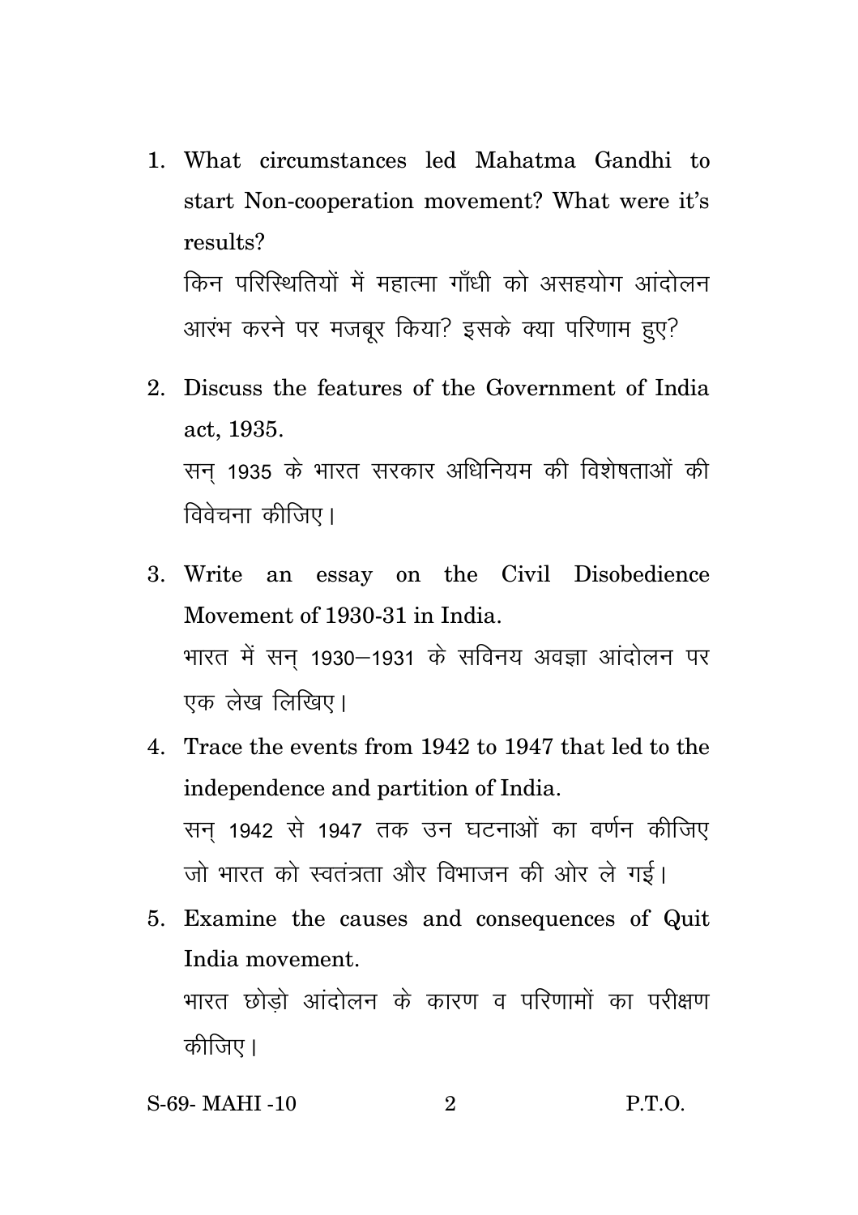1. What circumstances led Mahatma Gandhi to start Non-cooperation movement? What were it's results?

   किन परिस्थितियों में महात्मा गाँधी को असहयोग आंदोलन आरंभ करने पर मजबूर किया? इसके क्या परिणाम हुए?

2. Discuss the features of the Government of India act, 1935.

   सन् 1935 के भारत सरकार अधिनियम की विशेषताओं की विवेचना कीजिए।

3. Write an essay on the Civil Disobedience Movement of 1930-31 in India.

   भारत में सन् 1930–1931 के सविनय अवज्ञा आंदोलन पर एक लेख लिखिए।

4. Trace the events from 1942 to 1947 that led to the independence and partition of India.

   सन् 1942 से 1947 तक उन घटनाओं का वर्णन कीजिए जो भारत को स्वतंत्रता और विभाजन की ओर ले गई।

5. Examine the causes and consequences of Quit India movement.

   भारत छोड़ो आंदोलन के कारण व परिणामों का परीक्षण कीजिए।

S-69- MAHI -10 P.T.O.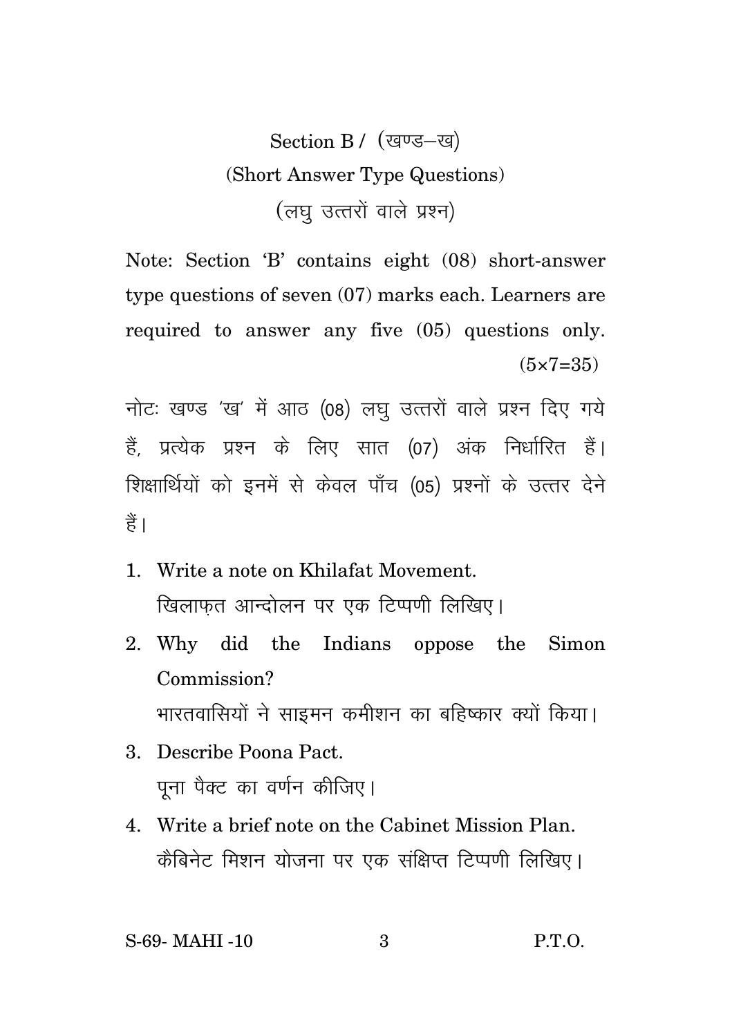## Section B / (खण्ड–ख)

### (Short Answer Type Questions)

### (लघु उत्तरों वाले प्रश्न)

Note: Section 'B' contains eight (08) short-answer type questions of seven (07) marks each. Learners are required to answer any five (05) questions only. (5×7=35)

नोटः खण्ड 'ख' में आठ (08) लघु उत्तरों वाले प्रश्न दिए गये हैं, प्रत्येक प्रश्न के लिए सात (07) अंक निर्धारित हैं। शिक्षार्थियों को इनमें से केवल पाँच (05) प्रश्नों के उत्तर देने हैं।

1. Write a note on Khilafat Movement.
   खिलाफ़त आन्दोलन पर एक टिप्पणी लिखिए।
2. Why did the Indians oppose the Simon Commission?
   भारतवासियों ने साइमन कमीशन का बहिष्कार क्यों किया।
3. Describe Poona Pact.
   पूना पैक्ट का वर्णन कीजिए।
4. Write a brief note on the Cabinet Mission Plan.
   कैबिनेट मिशन योजना पर एक संक्षिप्त टिप्पणी लिखिए।

S-69- MAHI -10 P.T.O.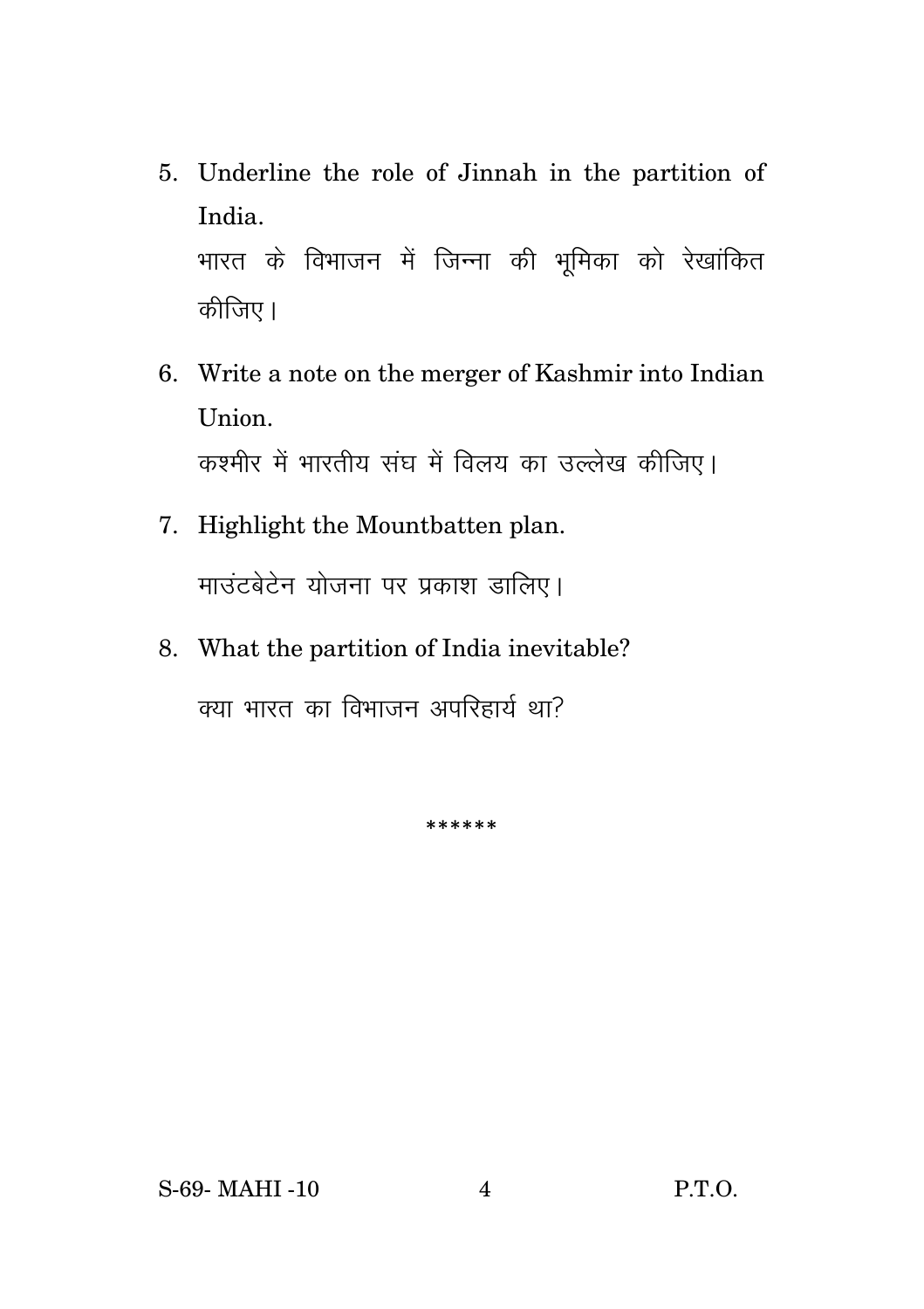5. Underline the role of Jinnah in the partition of India.

   भारत के विभाजन में जिन्ना की भूमिका को रेखांकित कीजिए।

6. Write a note on the merger of Kashmir into Indian Union.

   कश्मीर में भारतीय संघ में विलय का उल्लेख कीजिए।

7. Highlight the Mountbatten plan.

   माउंटबेटेन योजना पर प्रकाश डालिए।

8. What the partition of India inevitable?

   क्या भारत का विभाजन अपरिहार्य था?

******

S-69- MAHI -10

P.T.O.